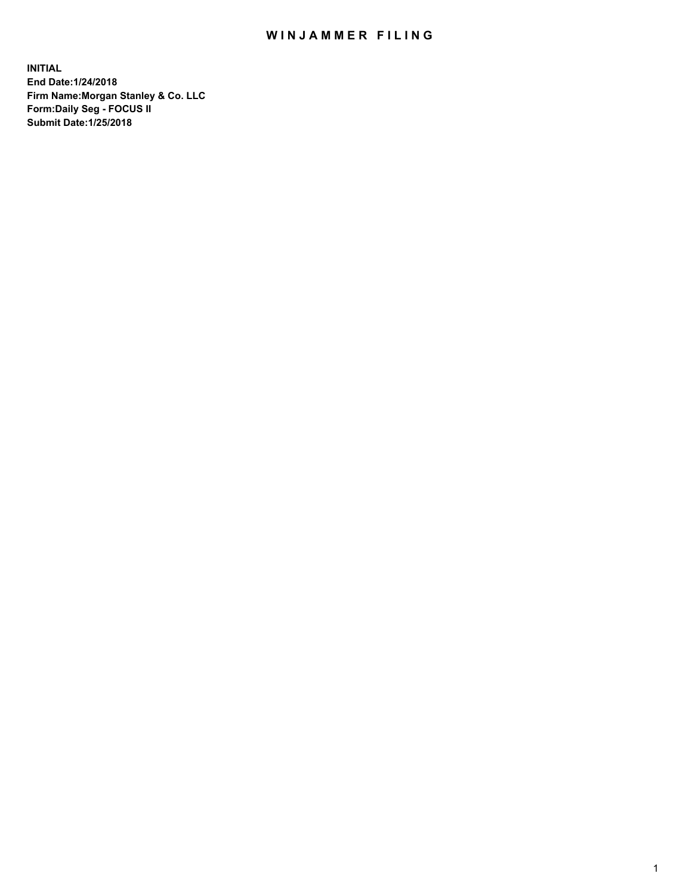# WINJAMMER FILING

**INITIAL**
**End Date:1/24/2018**
**Firm Name:Morgan Stanley & Co. LLC**
**Form:Daily Seg - FOCUS II**
**Submit Date:1/25/2018**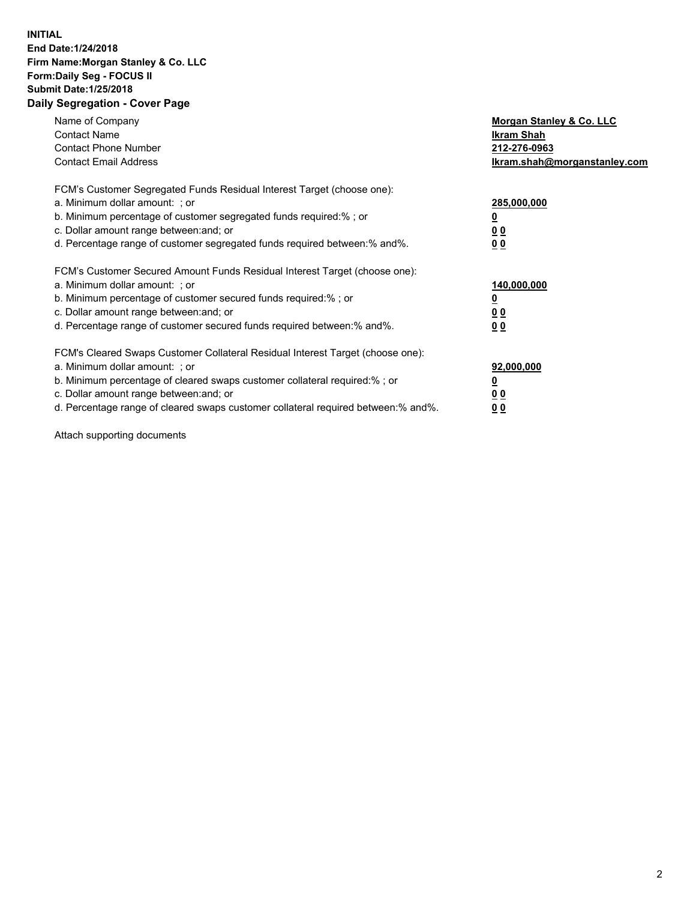**INITIAL**
**End Date:1/24/2018**
**Firm Name:Morgan Stanley & Co. LLC**
**Form:Daily Seg - FOCUS II**
**Submit Date:1/25/2018**
**Daily Segregation - Cover Page**

| | |
|---|---|
| Name of Company | **Morgan Stanley & Co. LLC** |
| Contact Name | **Ikram Shah** |
| Contact Phone Number | **212-276-0963** |
| Contact Email Address | **Ikram.shah@morganstanley.com** |

| | |
|---|---|
| FCM's Customer Segregated Funds Residual Interest Target (choose one): | |
| a. Minimum dollar amount: ; or | **285,000,000** |
| b. Minimum percentage of customer segregated funds required:% ; or | **0** |
| c. Dollar amount range between:and; or | **0 0** |
| d. Percentage range of customer segregated funds required between:% and%. | **0 0** |
| FCM's Customer Secured Amount Funds Residual Interest Target (choose one): | |
| a. Minimum dollar amount: ; or | **140,000,000** |
| b. Minimum percentage of customer secured funds required:% ; or | **0** |
| c. Dollar amount range between:and; or | **0 0** |
| d. Percentage range of customer secured funds required between:% and%. | **0 0** |
| FCM's Cleared Swaps Customer Collateral Residual Interest Target (choose one): | |
| a. Minimum dollar amount: ; or | **92,000,000** |
| b. Minimum percentage of cleared swaps customer collateral required:% ; or | **0** |
| c. Dollar amount range between:and; or | **0 0** |
| d. Percentage range of cleared swaps customer collateral required between:% and%. | **0 0** |

Attach supporting documents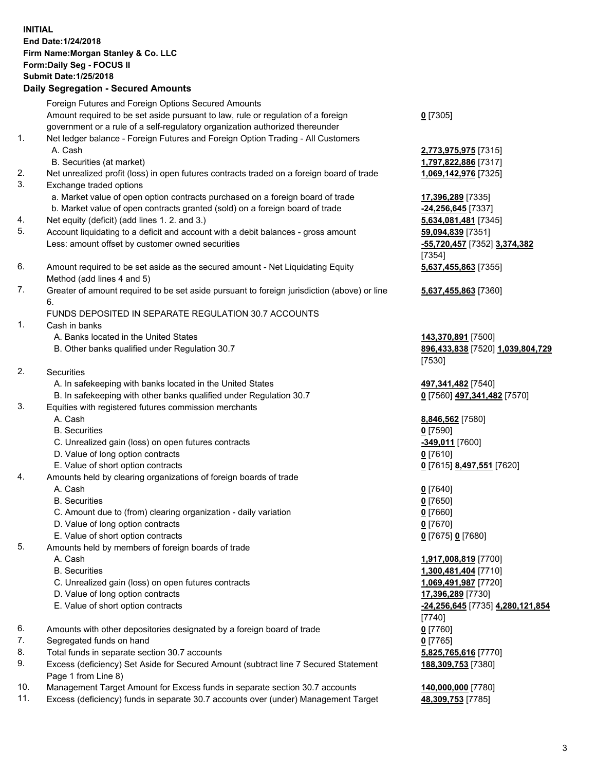**INITIAL**
**End Date:1/24/2018**
**Firm Name:Morgan Stanley & Co. LLC**
**Form:Daily Seg - FOCUS II**
**Submit Date:1/25/2018**

## Daily Segregation - Secured Amounts

| | | |
|---|---|---|
| | Foreign Futures and Foreign Options Secured Amounts | |
| | Amount required to be set aside pursuant to law, rule or regulation of a foreign government or a rule of a self-regulatory organization authorized thereunder | **0** [7305] |
| 1. | Net ledger balance - Foreign Futures and Foreign Option Trading - All Customers | |
| | A. Cash | **2,773,975,975** [7315] |
| | B. Securities (at market) | **1,797,822,886** [7317] |
| 2. | Net unrealized profit (loss) in open futures contracts traded on a foreign board of trade | **1,069,142,976** [7325] |
| 3. | Exchange traded options | |
| | a. Market value of open option contracts purchased on a foreign board of trade | **17,396,289** [7335] |
| | b. Market value of open contracts granted (sold) on a foreign board of trade | **-24,256,645** [7337] |
| 4. | Net equity (deficit) (add lines 1. 2. and 3.) | **5,634,081,481** [7345] |
| 5. | Account liquidating to a deficit and account with a debit balances - gross amount | **59,094,839** [7351] |
| | Less: amount offset by customer owned securities | **-55,720,457** [7352] **3,374,382** [7354] |
| 6. | Amount required to be set aside as the secured amount - Net Liquidating Equity Method (add lines 4 and 5) | **5,637,455,863** [7355] |
| 7. | Greater of amount required to be set aside pursuant to foreign jurisdiction (above) or line 6. | **5,637,455,863** [7360] |
| | FUNDS DEPOSITED IN SEPARATE REGULATION 30.7 ACCOUNTS | |
| 1. | Cash in banks | |
| | A. Banks located in the United States | **143,370,891** [7500] |
| | B. Other banks qualified under Regulation 30.7 | **896,433,838** [7520] **1,039,804,729** [7530] |
| 2. | Securities | |
| | A. In safekeeping with banks located in the United States | **497,341,482** [7540] |
| | B. In safekeeping with other banks qualified under Regulation 30.7 | **0** [7560] **497,341,482** [7570] |
| 3. | Equities with registered futures commission merchants | |
| | A. Cash | **8,846,562** [7580] |
| | B. Securities | **0** [7590] |
| | C. Unrealized gain (loss) on open futures contracts | **-349,011** [7600] |
| | D. Value of long option contracts | **0** [7610] |
| | E. Value of short option contracts | **0** [7615] **8,497,551** [7620] |
| 4. | Amounts held by clearing organizations of foreign boards of trade | |
| | A. Cash | **0** [7640] |
| | B. Securities | **0** [7650] |
| | C. Amount due to (from) clearing organization - daily variation | **0** [7660] |
| | D. Value of long option contracts | **0** [7670] |
| | E. Value of short option contracts | **0** [7675] **0** [7680] |
| 5. | Amounts held by members of foreign boards of trade | |
| | A. Cash | **1,917,008,819** [7700] |
| | B. Securities | **1,300,481,404** [7710] |
| | C. Unrealized gain (loss) on open futures contracts | **1,069,491,987** [7720] |
| | D. Value of long option contracts | **17,396,289** [7730] |
| | E. Value of short option contracts | **-24,256,645** [7735] **4,280,121,854** [7740] |
| 6. | Amounts with other depositories designated by a foreign board of trade | **0** [7760] |
| 7. | Segregated funds on hand | **0** [7765] |
| 8. | Total funds in separate section 30.7 accounts | **5,825,765,616** [7770] |
| 9. | Excess (deficiency) Set Aside for Secured Amount (subtract line 7 Secured Statement Page 1 from Line 8) | **188,309,753** [7380] |
| 10. | Management Target Amount for Excess funds in separate section 30.7 accounts | **140,000,000** [7780] |
| 11. | Excess (deficiency) funds in separate 30.7 accounts over (under) Management Target | **48,309,753** [7785] |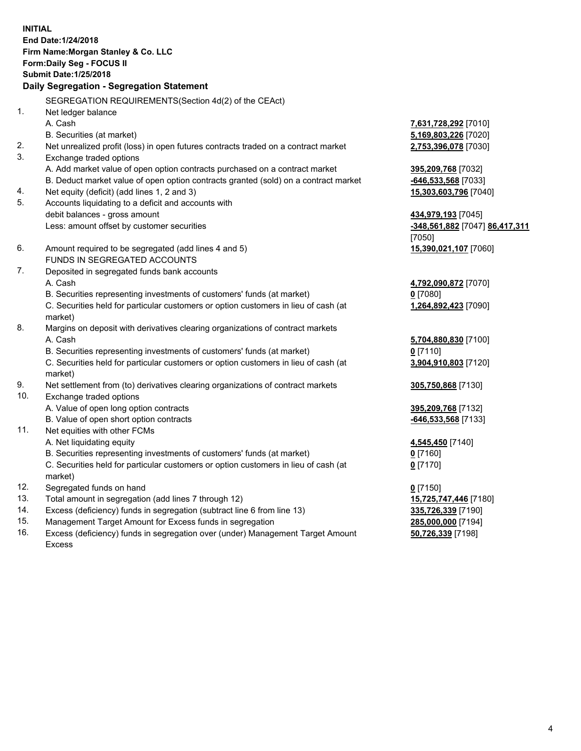**INITIAL**
**End Date:1/24/2018**
**Firm Name:Morgan Stanley & Co. LLC**
**Form:Daily Seg - FOCUS II**
**Submit Date:1/25/2018**

## Daily Segregation - Segregation Statement

| | | |
|---|---|---|
| | SEGREGATION REQUIREMENTS(Section 4d(2) of the CEAct) | |
| 1. | Net ledger balance | |
| | A. Cash | **7,631,728,292** [7010] |
| | B. Securities (at market) | **5,169,803,226** [7020] |
| 2. | Net unrealized profit (loss) in open futures contracts traded on a contract market | **2,753,396,078** [7030] |
| 3. | Exchange traded options | |
| | A. Add market value of open option contracts purchased on a contract market | **395,209,768** [7032] |
| | B. Deduct market value of open option contracts granted (sold) on a contract market | **-646,533,568** [7033] |
| 4. | Net equity (deficit) (add lines 1, 2 and 3) | **15,303,603,796** [7040] |
| 5. | Accounts liquidating to a deficit and accounts with debit balances - gross amount | **434,979,193** [7045] |
| | Less: amount offset by customer securities | **-348,561,882** [7047] **86,417,311** [7050] |
| 6. | Amount required to be segregated (add lines 4 and 5) | **15,390,021,107** [7060] |
| | FUNDS IN SEGREGATED ACCOUNTS | |
| 7. | Deposited in segregated funds bank accounts | |
| | A. Cash | **4,792,090,872** [7070] |
| | B. Securities representing investments of customers' funds (at market) | **0** [7080] |
| | C. Securities held for particular customers or option customers in lieu of cash (at market) | **1,264,892,423** [7090] |
| 8. | Margins on deposit with derivatives clearing organizations of contract markets | |
| | A. Cash | **5,704,880,830** [7100] |
| | B. Securities representing investments of customers' funds (at market) | **0** [7110] |
| | C. Securities held for particular customers or option customers in lieu of cash (at market) | **3,904,910,803** [7120] |
| 9. | Net settlement from (to) derivatives clearing organizations of contract markets | **305,750,868** [7130] |
| 10. | Exchange traded options | |
| | A. Value of open long option contracts | **395,209,768** [7132] |
| | B. Value of open short option contracts | **-646,533,568** [7133] |
| 11. | Net equities with other FCMs | |
| | A. Net liquidating equity | **4,545,450** [7140] |
| | B. Securities representing investments of customers' funds (at market) | **0** [7160] |
| | C. Securities held for particular customers or option customers in lieu of cash (at market) | **0** [7170] |
| 12. | Segregated funds on hand | **0** [7150] |
| 13. | Total amount in segregation (add lines 7 through 12) | **15,725,747,446** [7180] |
| 14. | Excess (deficiency) funds in segregation (subtract line 6 from line 13) | **335,726,339** [7190] |
| 15. | Management Target Amount for Excess funds in segregation | **285,000,000** [7194] |
| 16. | Excess (deficiency) funds in segregation over (under) Management Target Amount Excess | **50,726,339** [7198] |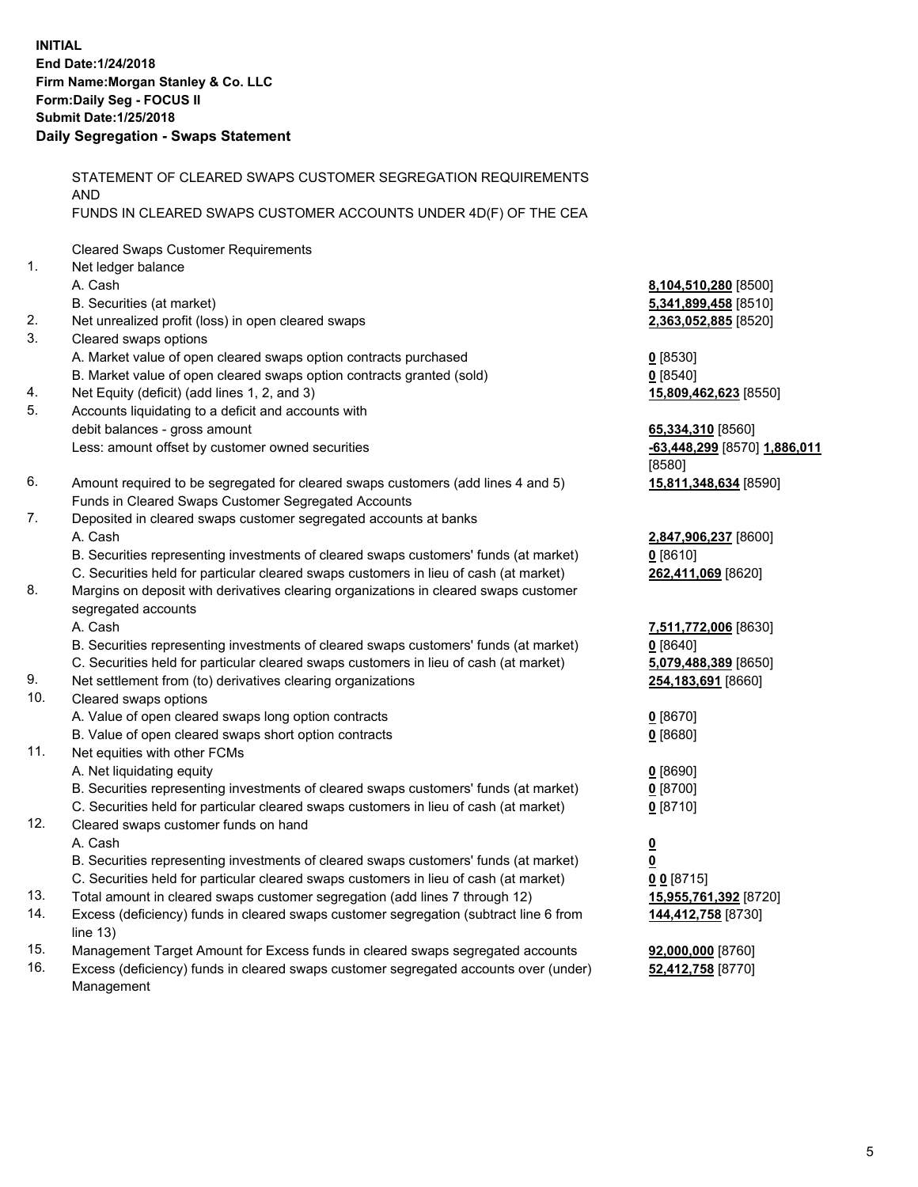**INITIAL**
**End Date:1/24/2018**
**Firm Name:Morgan Stanley & Co. LLC**
**Form:Daily Seg - FOCUS II**
**Submit Date:1/25/2018**
**Daily Segregation - Swaps Statement**

STATEMENT OF CLEARED SWAPS CUSTOMER SEGREGATION REQUIREMENTS AND FUNDS IN CLEARED SWAPS CUSTOMER ACCOUNTS UNDER 4D(F) OF THE CEA

| | | |
|---|---|---|
| | Cleared Swaps Customer Requirements | |
| 1. | Net ledger balance | |
| | A. Cash | **8,104,510,280** [8500] |
| | B. Securities (at market) | **5,341,899,458** [8510] |
| 2. | Net unrealized profit (loss) in open cleared swaps | **2,363,052,885** [8520] |
| 3. | Cleared swaps options | |
| | A. Market value of open cleared swaps option contracts purchased | **0** [8530] |
| | B. Market value of open cleared swaps option contracts granted (sold) | **0** [8540] |
| 4. | Net Equity (deficit) (add lines 1, 2, and 3) | **15,809,462,623** [8550] |
| 5. | Accounts liquidating to a deficit and accounts with debit balances - gross amount | **65,334,310** [8560] |
| | Less: amount offset by customer owned securities | **-63,448,299** [8570] **1,886,011** [8580] |
| 6. | Amount required to be segregated for cleared swaps customers (add lines 4 and 5) | **15,811,348,634** [8590] |
| | Funds in Cleared Swaps Customer Segregated Accounts | |
| 7. | Deposited in cleared swaps customer segregated accounts at banks | |
| | A. Cash | **2,847,906,237** [8600] |
| | B. Securities representing investments of cleared swaps customers' funds (at market) | **0** [8610] |
| | C. Securities held for particular cleared swaps customers in lieu of cash (at market) | **262,411,069** [8620] |
| 8. | Margins on deposit with derivatives clearing organizations in cleared swaps customer segregated accounts | |
| | A. Cash | **7,511,772,006** [8630] |
| | B. Securities representing investments of cleared swaps customers' funds (at market) | **0** [8640] |
| | C. Securities held for particular cleared swaps customers in lieu of cash (at market) | **5,079,488,389** [8650] |
| 9. | Net settlement from (to) derivatives clearing organizations | **254,183,691** [8660] |
| 10. | Cleared swaps options | |
| | A. Value of open cleared swaps long option contracts | **0** [8670] |
| | B. Value of open cleared swaps short option contracts | **0** [8680] |
| 11. | Net equities with other FCMs | |
| | A. Net liquidating equity | **0** [8690] |
| | B. Securities representing investments of cleared swaps customers' funds (at market) | **0** [8700] |
| | C. Securities held for particular cleared swaps customers in lieu of cash (at market) | **0** [8710] |
| 12. | Cleared swaps customer funds on hand | |
| | A. Cash | **0** |
| | B. Securities representing investments of cleared swaps customers' funds (at market) | **0** |
| | C. Securities held for particular cleared swaps customers in lieu of cash (at market) | **0** **0** [8715] |
| 13. | Total amount in cleared swaps customer segregation (add lines 7 through 12) | **15,955,761,392** [8720] |
| 14. | Excess (deficiency) funds in cleared swaps customer segregation (subtract line 6 from line 13) | **144,412,758** [8730] |
| 15. | Management Target Amount for Excess funds in cleared swaps segregated accounts | **92,000,000** [8760] |
| 16. | Excess (deficiency) funds in cleared swaps customer segregated accounts over (under) Management | **52,412,758** [8770] |